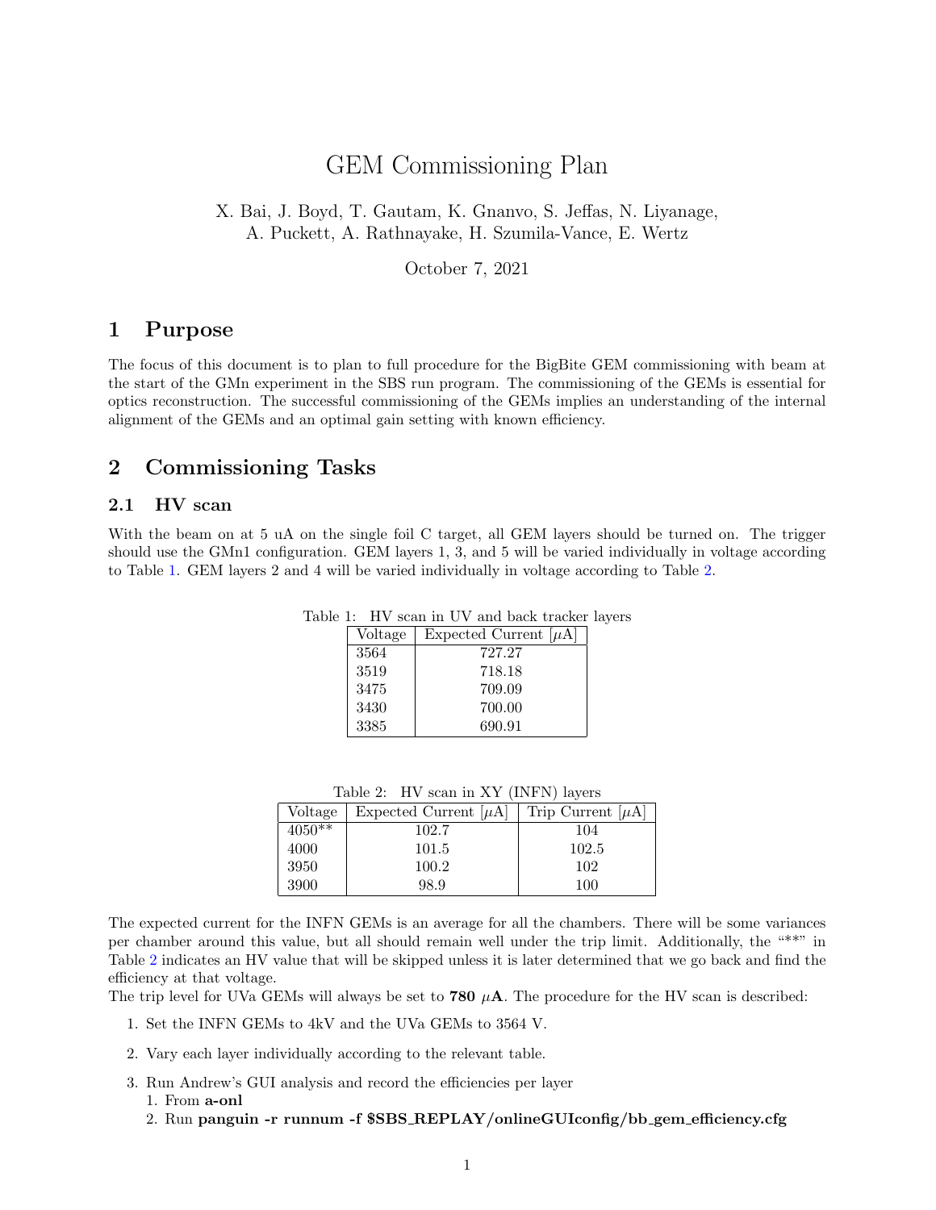# GEM Commissioning Plan

X. Bai, J. Boyd, T. Gautam, K. Gnanvo, S. Jeffas, N. Liyanage,
A. Puckett, A. Rathnayake, H. Szumila-Vance, E. Wertz

October 7, 2021

## 1 Purpose

The focus of this document is to plan to full procedure for the BigBite GEM commissioning with beam at the start of the GMn experiment in the SBS run program. The commissioning of the GEMs is essential for optics reconstruction. The successful commissioning of the GEMs implies an understanding of the internal alignment of the GEMs and an optimal gain setting with known efficiency.

## 2 Commissioning Tasks

### 2.1 HV scan

With the beam on at 5 uA on the single foil C target, all GEM layers should be turned on. The trigger should use the GMn1 configuration. GEM layers 1, 3, and 5 will be varied individually in voltage according to Table 1. GEM layers 2 and 4 will be varied individually in voltage according to Table 2.

Table 1: HV scan in UV and back tracker layers

| Voltage | Expected Current [$\mu$A] |
|---|---|
| 3564 | 727.27 |
| 3519 | 718.18 |
| 3475 | 709.09 |
| 3430 | 700.00 |
| 3385 | 690.91 |

Table 2: HV scan in XY (INFN) layers

| Voltage | Expected Current [$\mu$A] | Trip Current [$\mu$A] |
|---|---|---|
| 4050** | 102.7 | 104 |
| 4000 | 101.5 | 102.5 |
| 3950 | 100.2 | 102 |
| 3900 | 98.9 | 100 |

The expected current for the INFN GEMs is an average for all the chambers. There will be some variances per chamber around this value, but all should remain well under the trip limit. Additionally, the "**" in Table 2 indicates an HV value that will be skipped unless it is later determined that we go back and find the efficiency at that voltage.

The trip level for UVa GEMs will always be set to **780 $\mu$A**. The procedure for the HV scan is described:

1. Set the INFN GEMs to 4kV and the UVa GEMs to 3564 V.
2. Vary each layer individually according to the relevant table.
3. Run Andrew's GUI analysis and record the efficiencies per layer
    1. From **a-onl**
    2. Run **panguin -r runnum -f $SBS_REPLAY/onlineGUIconfig/bb_gem_efficiency.cfg**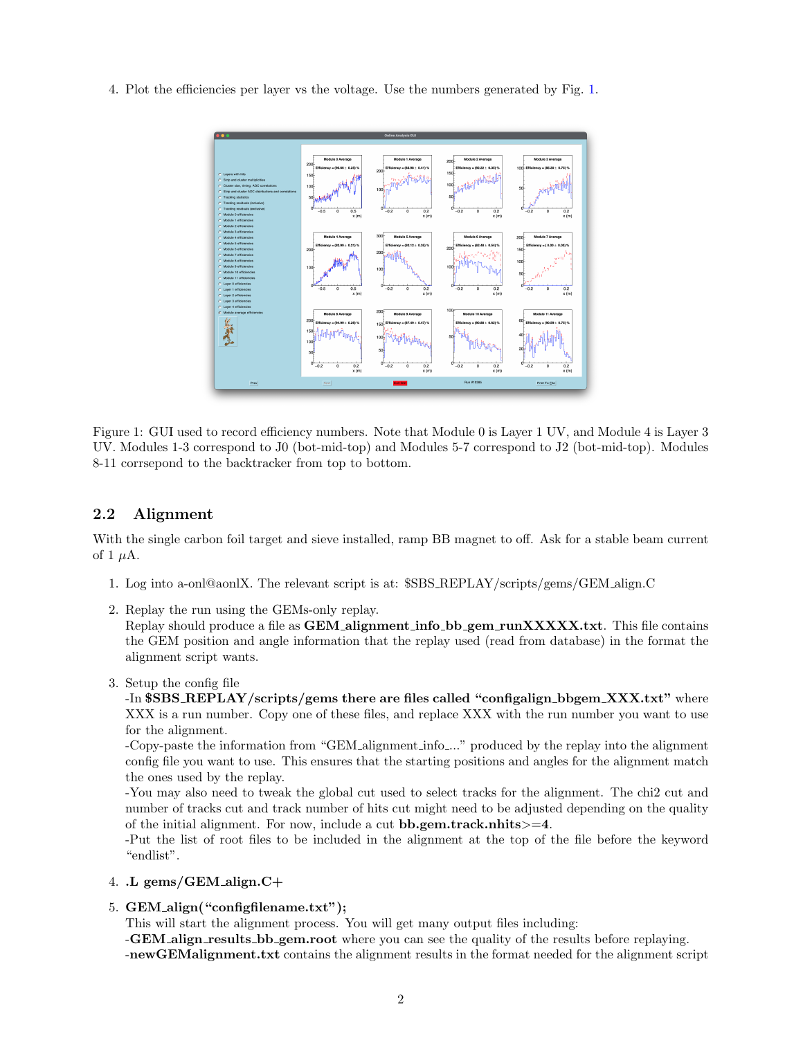4. Plot the efficiencies per layer vs the voltage. Use the numbers generated by Fig. 1.

Figure 1: GUI used to record efficiency numbers. Note that Module 0 is Layer 1 UV, and Module 4 is Layer 3 UV. Modules 1-3 correspond to J0 (bot-mid-top) and Modules 5-7 correspond to J2 (bot-mid-top). Modules 8-11 corrsepond to the backtracker from top to bottom.

## 2.2 Alignment

With the single carbon foil target and sieve installed, ramp BB magnet to off. Ask for a stable beam current of 1 $\mu$A.

1. Log into a-onl@aonlX. The relevant script is at: $SBS_REPLAY/scripts/gems/GEM_align.C

2. Replay the run using the GEMs-only replay.
   Replay should produce a file as **GEM_alignment_info_bb_gem_runXXXXX.txt**. This file contains the GEM position and angle information that the replay used (read from database) in the format the alignment script wants.

3. Setup the config file
   -In **$SBS_REPLAY/scripts/gems there are files called "configalign_bbgem_XXX.txt"** where XXX is a run number. Copy one of these files, and replace XXX with the run number you want to use for the alignment.
   -Copy-paste the information from "GEM_alignment_info_..." produced by the replay into the alignment config file you want to use. This ensures that the starting positions and angles for the alignment match the ones used by the replay.
   -You may also need to tweak the global cut used to select tracks for the alignment. The chi2 cut and number of tracks cut and track number of hits cut might need to be adjusted depending on the quality of the initial alignment. For now, include a cut **bb.gem.track.nhits>=4**.
   -Put the list of root files to be included in the alignment at the top of the file before the keyword "endlist".

4. **.L gems/GEM_align.C+**

5. **GEM_align("configfilename.txt");**
   This will start the alignment process. You will get many output files including:
   -**GEM_align_results_bb_gem.root** where you can see the quality of the results before replaying.
   -**newGEMalignment.txt** contains the alignment results in the format needed for the alignment script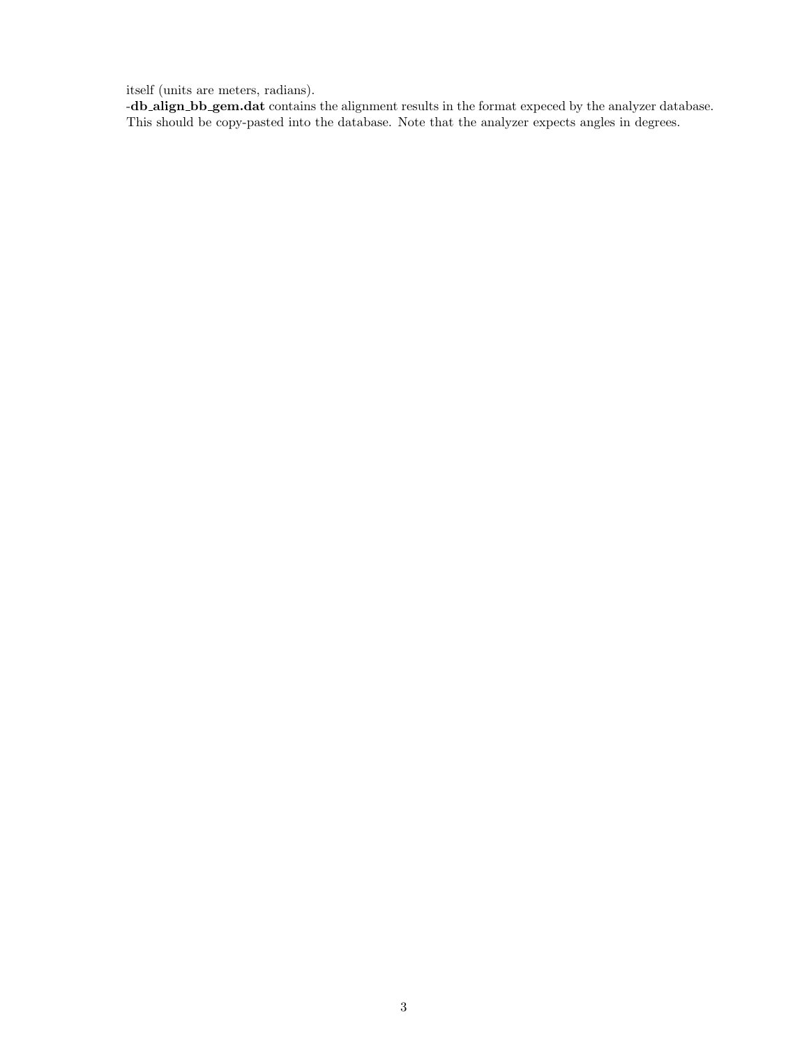itself (units are meters, radians).
-**db_align_bb_gem.dat** contains the alignment results in the format expeced by the analyzer database. This should be copy-pasted into the database. Note that the analyzer expects angles in degrees.